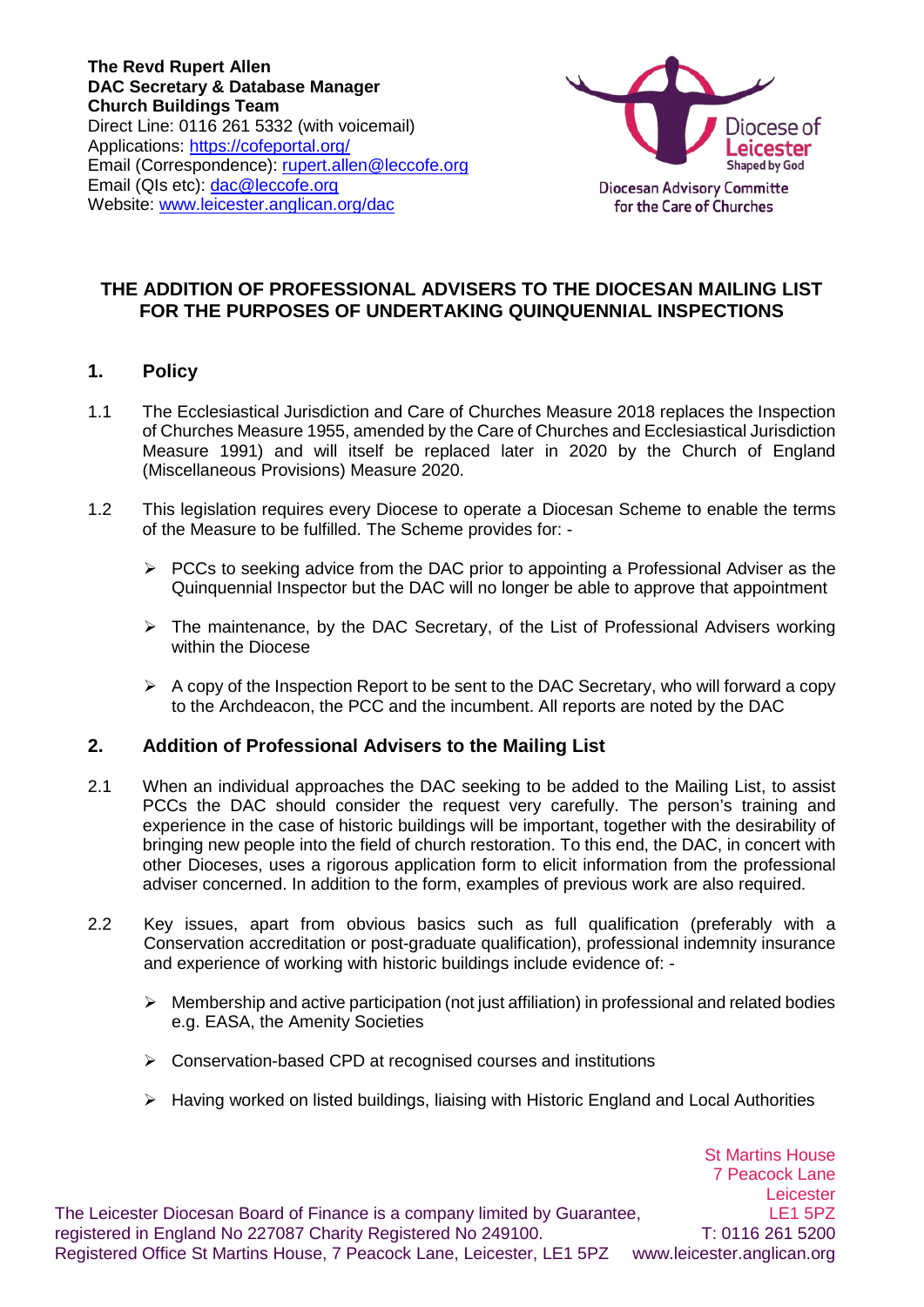**The Revd Rupert Allen**
**DAC Secretary & Database Manager**
**Church Buildings Team**
Direct Line: 0116 261 5332 (with voicemail)
Applications: https://cofeportal.org/
Email (Correspondence): rupert.allen@leccofe.org
Email (QIs etc): dac@leccofe.org
Website: www.leicester.anglican.org/dac

Diocese of Leicester
Shaped by God
Diocesan Advisory Committe for the Care of Churches

## THE ADDITION OF PROFESSIONAL ADVISERS TO THE DIOCESAN MAILING LIST FOR THE PURPOSES OF UNDERTAKING QUINQUENNIAL INSPECTIONS

### 1. Policy

1.1 The Ecclesiastical Jurisdiction and Care of Churches Measure 2018 replaces the Inspection of Churches Measure 1955, amended by the Care of Churches and Ecclesiastical Jurisdiction Measure 1991) and will itself be replaced later in 2020 by the Church of England (Miscellaneous Provisions) Measure 2020.

1.2 This legislation requires every Diocese to operate a Diocesan Scheme to enable the terms of the Measure to be fulfilled. The Scheme provides for: -

- PCCs to seeking advice from the DAC prior to appointing a Professional Adviser as the Quinquennial Inspector but the DAC will no longer be able to approve that appointment
- The maintenance, by the DAC Secretary, of the List of Professional Advisers working within the Diocese
- A copy of the Inspection Report to be sent to the DAC Secretary, who will forward a copy to the Archdeacon, the PCC and the incumbent. All reports are noted by the DAC

### 2. Addition of Professional Advisers to the Mailing List

2.1 When an individual approaches the DAC seeking to be added to the Mailing List, to assist PCCs the DAC should consider the request very carefully. The person's training and experience in the case of historic buildings will be important, together with the desirability of bringing new people into the field of church restoration. To this end, the DAC, in concert with other Dioceses, uses a rigorous application form to elicit information from the professional adviser concerned. In addition to the form, examples of previous work are also required.

2.2 Key issues, apart from obvious basics such as full qualification (preferably with a Conservation accreditation or post-graduate qualification), professional indemnity insurance and experience of working with historic buildings include evidence of: -

- Membership and active participation (not just affiliation) in professional and related bodies e.g. EASA, the Amenity Societies
- Conservation-based CPD at recognised courses and institutions
- Having worked on listed buildings, liaising with Historic England and Local Authorities

St Martins House
7 Peacock Lane
Leicester
LE1 5PZ
T: 0116 261 5200
www.leicester.anglican.org

The Leicester Diocesan Board of Finance is a company limited by Guarantee, registered in England No 227087 Charity Registered No 249100.
Registered Office St Martins House, 7 Peacock Lane, Leicester, LE1 5PZ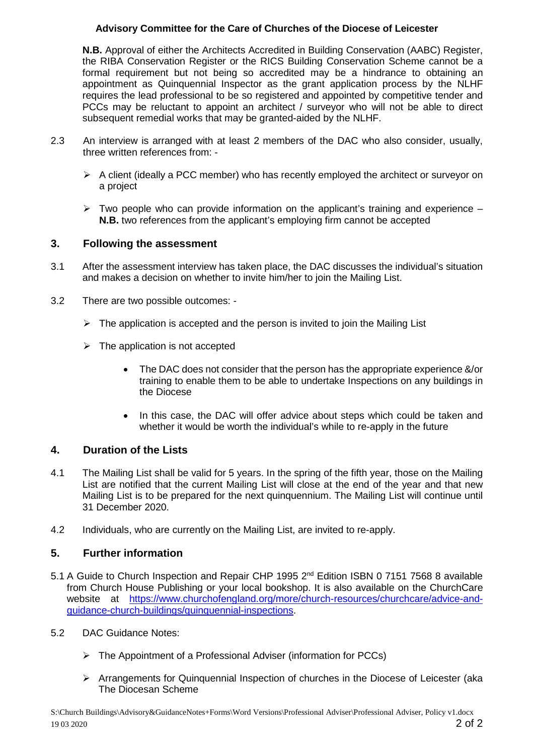**N.B.** Approval of either the Architects Accredited in Building Conservation (AABC) Register, the RIBA Conservation Register or the RICS Building Conservation Scheme cannot be a formal requirement but not being so accredited may be a hindrance to obtaining an appointment as Quinquennial Inspector as the grant application process by the NLHF requires the lead professional to be so registered and appointed by competitive tender and PCCs may be reluctant to appoint an architect / surveyor who will not be able to direct subsequent remedial works that may be granted-aided by the NLHF.

2.3 An interview is arranged with at least 2 members of the DAC who also consider, usually, three written references from: -

- A client (ideally a PCC member) who has recently employed the architect or surveyor on a project
- Two people who can provide information on the applicant's training and experience – **N.B.** two references from the applicant's employing firm cannot be accepted

## 3. Following the assessment

3.1 After the assessment interview has taken place, the DAC discusses the individual's situation and makes a decision on whether to invite him/her to join the Mailing List.

3.2 There are two possible outcomes: -

- The application is accepted and the person is invited to join the Mailing List
- The application is not accepted
    - The DAC does not consider that the person has the appropriate experience &/or training to enable them to be able to undertake Inspections on any buildings in the Diocese
    - In this case, the DAC will offer advice about steps which could be taken and whether it would be worth the individual's while to re-apply in the future

## 4. Duration of the Lists

4.1 The Mailing List shall be valid for 5 years. In the spring of the fifth year, those on the Mailing List are notified that the current Mailing List will close at the end of the year and that new Mailing List is to be prepared for the next quinquennium. The Mailing List will continue until 31 December 2020.

4.2 Individuals, who are currently on the Mailing List, are invited to re-apply.

## 5. Further information

5.1 A Guide to Church Inspection and Repair CHP 1995 2nd Edition ISBN 0 7151 7568 8 available from Church House Publishing or your local bookshop. It is also available on the ChurchCare website at https://www.churchofengland.org/more/church-resources/churchcare/advice-and-guidance-church-buildings/quinquennial-inspections.

5.2 DAC Guidance Notes:

- The Appointment of a Professional Adviser (information for PCCs)
- Arrangements for Quinquennial Inspection of churches in the Diocese of Leicester (aka The Diocesan Scheme

S:\Church Buildings\Advisory&GuidanceNotes+Forms\Word Versions\Professional Adviser\Professional Adviser, Policy v1.docx
19 03 2020